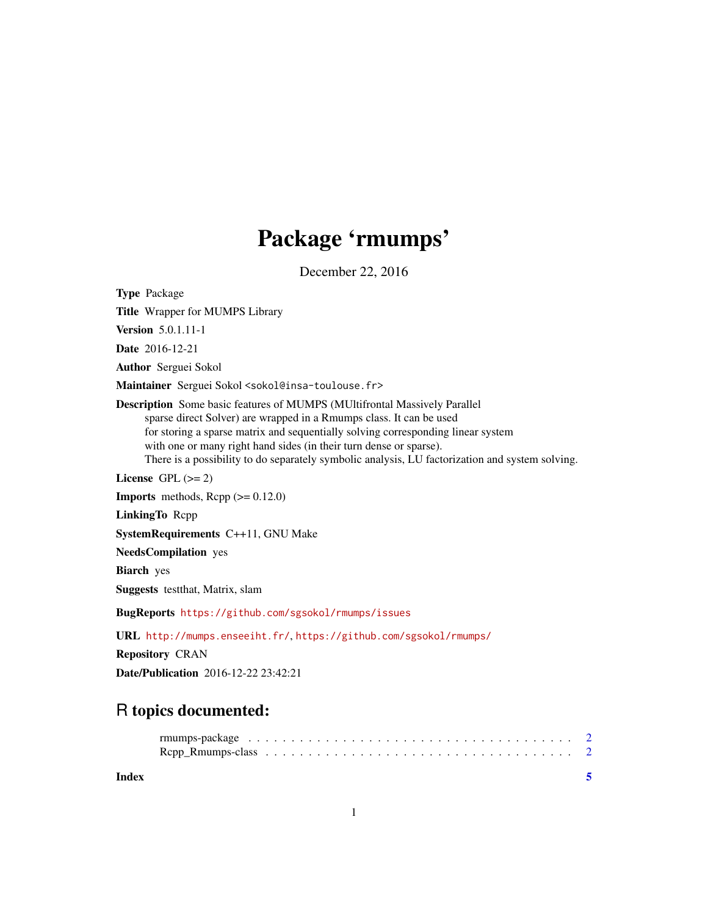# Package 'rmumps'

December 22, 2016

**Type** Package

**Title** Wrapper for MUMPS Library

**Version** 5.0.1.11-1

**Date** 2016-12-21

**Author** Serguei Sokol

**Maintainer** Serguei Sokol <sokol@insa-toulouse.fr>

**Description** Some basic features of MUMPS (MUltifrontal Massively Parallel sparse direct Solver) are wrapped in a Rmumps class. It can be used for storing a sparse matrix and sequentially solving corresponding linear system with one or many right hand sides (in their turn dense or sparse). There is a possibility to do separately symbolic analysis, LU factorization and system solving.

**License** GPL (>= 2)

**Imports** methods, Rcpp (>= 0.12.0)

**LinkingTo** Rcpp

**SystemRequirements** C++11, GNU Make

**NeedsCompilation** yes

**Biarch** yes

**Suggests** testthat, Matrix, slam

**BugReports** https://github.com/sgsokol/rmumps/issues

**URL** http://mumps.enseeiht.fr/, https://github.com/sgsokol/rmumps/

**Repository** CRAN

**Date/Publication** 2016-12-22 23:42:21

## R topics documented:

rmumps-package . . . . . . . . . . . . . . . . . . . . . . . . . . . . . . . . . . . . 2
Rcpp_Rmumps-class . . . . . . . . . . . . . . . . . . . . . . . . . . . . . . . . . 2

**Index** **5**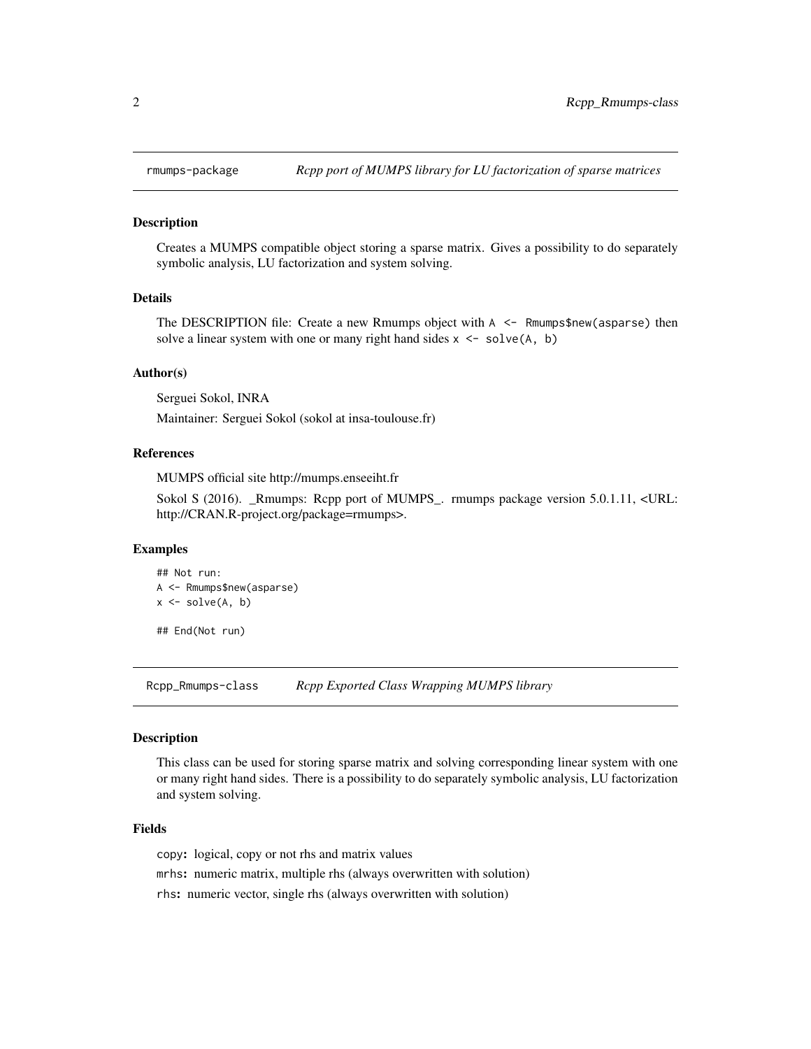## rmumps-package — *Rcpp port of MUMPS library for LU factorization of sparse matrices*

### Description

Creates a MUMPS compatible object storing a sparse matrix. Gives a possibility to do separately symbolic analysis, LU factorization and system solving.

### Details

The DESCRIPTION file: Create a new Rmumps object with `A <- Rmumps$new(asparse)` then solve a linear system with one or many right hand sides `x <- solve(A, b)`

### Author(s)

Serguei Sokol, INRA

Maintainer: Serguei Sokol (sokol at insa-toulouse.fr)

### References

MUMPS official site http://mumps.enseeiht.fr

Sokol S (2016). _Rmumps: Rcpp port of MUMPS_. rmumps package version 5.0.1.11, <URL: http://CRAN.R-project.org/package=rmumps>.

### Examples

```
## Not run:
A <- Rmumps$new(asparse)
x <- solve(A, b)

## End(Not run)
```

## Rcpp_Rmumps-class — *Rcpp Exported Class Wrapping MUMPS library*

### Description

This class can be used for storing sparse matrix and solving corresponding linear system with one or many right hand sides. There is a possibility to do separately symbolic analysis, LU factorization and system solving.

### Fields

`copy`**:** logical, copy or not rhs and matrix values

`mrhs`**:** numeric matrix, multiple rhs (always overwritten with solution)

`rhs`**:** numeric vector, single rhs (always overwritten with solution)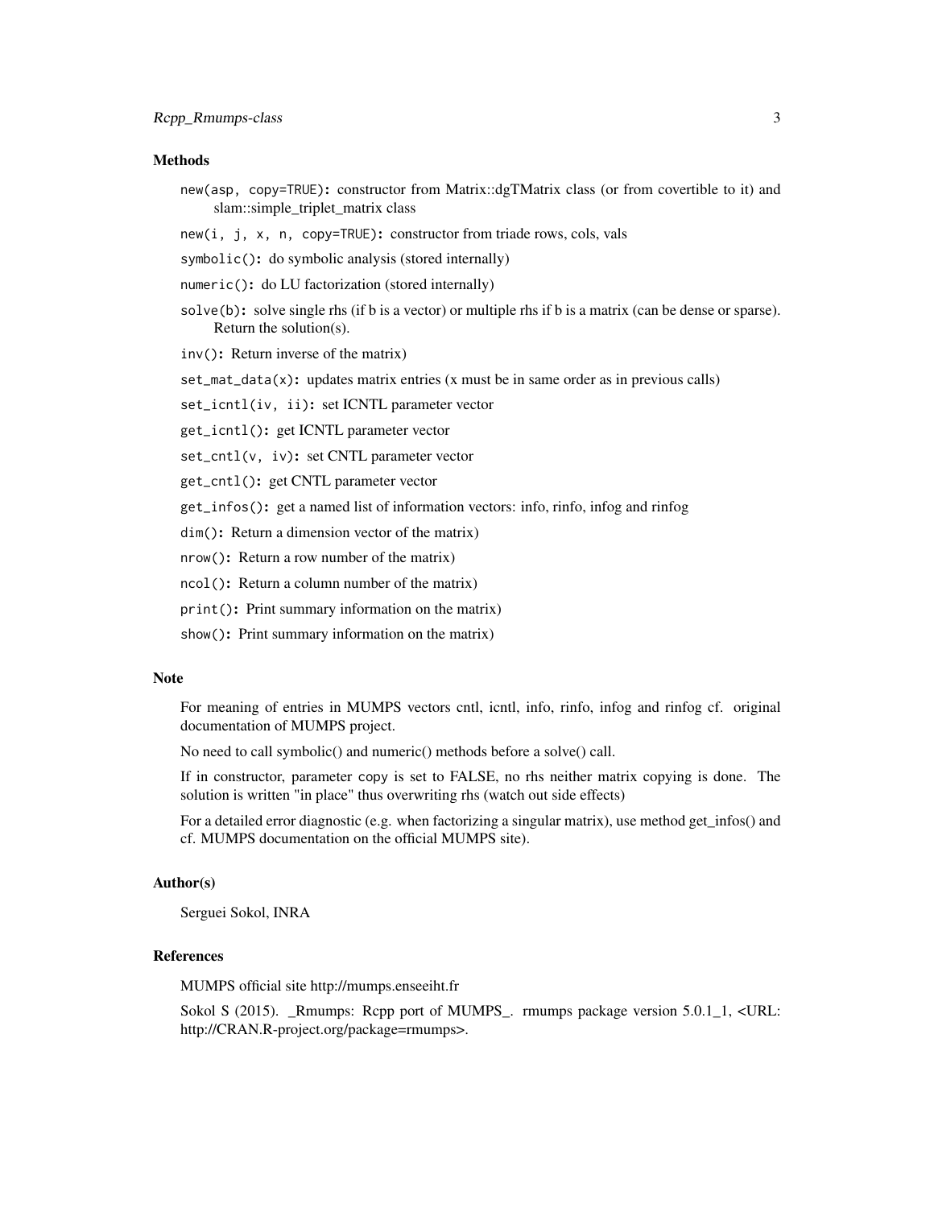### Methods

`new(asp, copy=TRUE)`: constructor from Matrix::dgTMatrix class (or from covertible to it) and slam::simple_triplet_matrix class

`new(i, j, x, n, copy=TRUE)`: constructor from triade rows, cols, vals

`symbolic()`: do symbolic analysis (stored internally)

`numeric()`: do LU factorization (stored internally)

`solve(b)`: solve single rhs (if b is a vector) or multiple rhs if b is a matrix (can be dense or sparse). Return the solution(s).

`inv()`: Return inverse of the matrix)

`set_mat_data(x)`: updates matrix entries (x must be in same order as in previous calls)

`set_icntl(iv, ii)`: set ICNTL parameter vector

`get_icntl()`: get ICNTL parameter vector

`set_cntl(v, iv)`: set CNTL parameter vector

`get_cntl()`: get CNTL parameter vector

`get_infos()`: get a named list of information vectors: info, rinfo, infog and rinfog

`dim()`: Return a dimension vector of the matrix)

`nrow()`: Return a row number of the matrix)

`ncol()`: Return a column number of the matrix)

`print()`: Print summary information on the matrix)

`show()`: Print summary information on the matrix)

### Note

For meaning of entries in MUMPS vectors cntl, icntl, info, rinfo, infog and rinfog cf. original documentation of MUMPS project.

No need to call symbolic() and numeric() methods before a solve() call.

If in constructor, parameter `copy` is set to FALSE, no rhs neither matrix copying is done. The solution is written "in place" thus overwriting rhs (watch out side effects)

For a detailed error diagnostic (e.g. when factorizing a singular matrix), use method get_infos() and cf. MUMPS documentation on the official MUMPS site).

### Author(s)

Serguei Sokol, INRA

### References

MUMPS official site http://mumps.enseeiht.fr

Sokol S (2015). _Rmumps: Rcpp port of MUMPS_. rmumps package version 5.0.1_1, <URL: http://CRAN.R-project.org/package=rmumps>.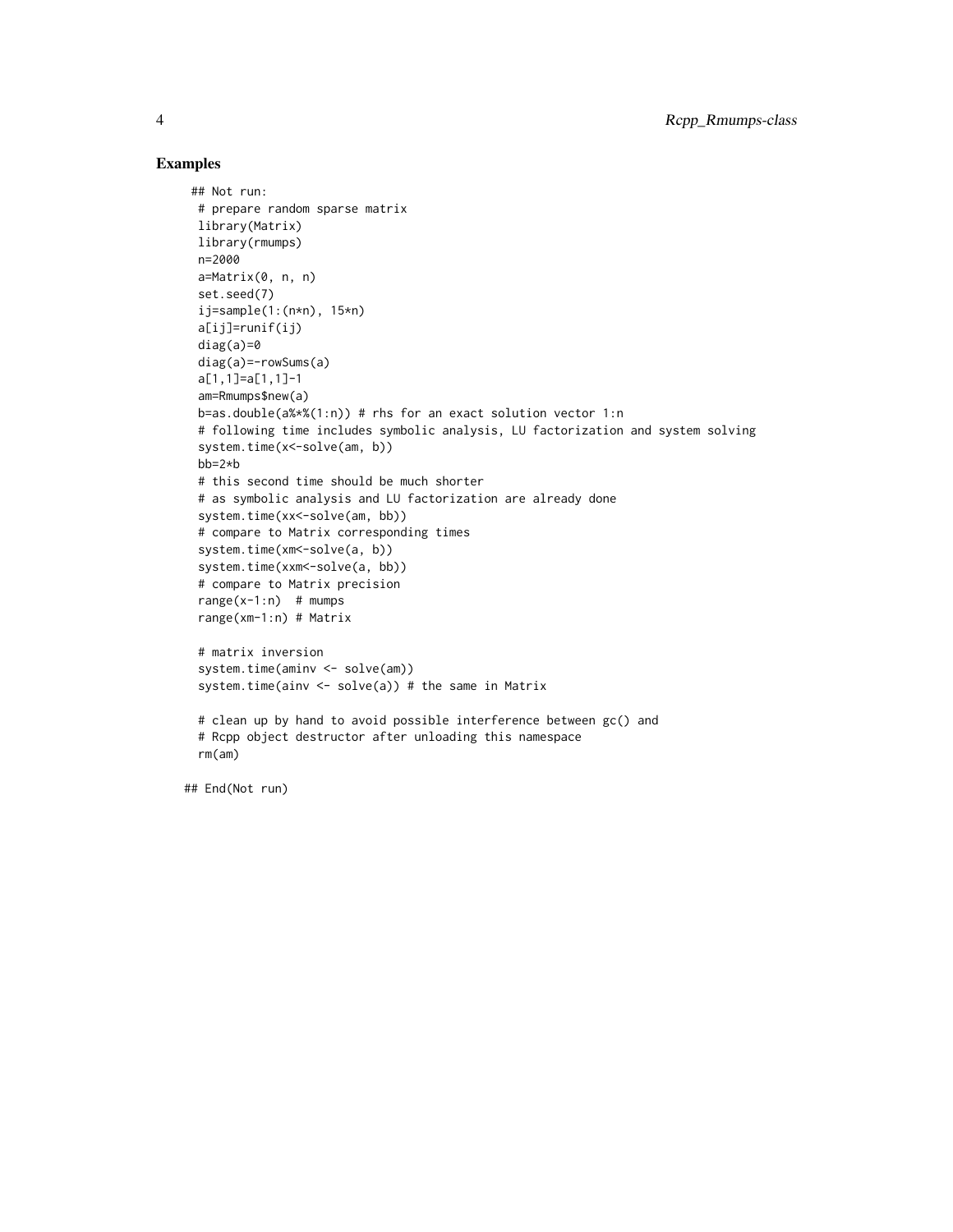### Examples

```
## Not run:
 # prepare random sparse matrix
 library(Matrix)
 library(rmumps)
 n=2000
 a=Matrix(0, n, n)
 set.seed(7)
 ij=sample(1:(n*n), 15*n)
 a[ij]=runif(ij)
 diag(a)=0
 diag(a)=-rowSums(a)
 a[1,1]=a[1,1]-1
 am=Rmumps$new(a)
 b=as.double(a%*%(1:n)) # rhs for an exact solution vector 1:n
 # following time includes symbolic analysis, LU factorization and system solving
 system.time(x<-solve(am, b))
 bb=2*b
 # this second time should be much shorter
 # as symbolic analysis and LU factorization are already done
 system.time(xx<-solve(am, bb))
 # compare to Matrix corresponding times
 system.time(xm<-solve(a, b))
 system.time(xxm<-solve(a, bb))
 # compare to Matrix precision
 range(x-1:n)  # mumps
 range(xm-1:n) # Matrix

 # matrix inversion
 system.time(aminv <- solve(am))
 system.time(ainv <- solve(a)) # the same in Matrix

 # clean up by hand to avoid possible interference between gc() and
 # Rcpp object destructor after unloading this namespace
 rm(am)

## End(Not run)
```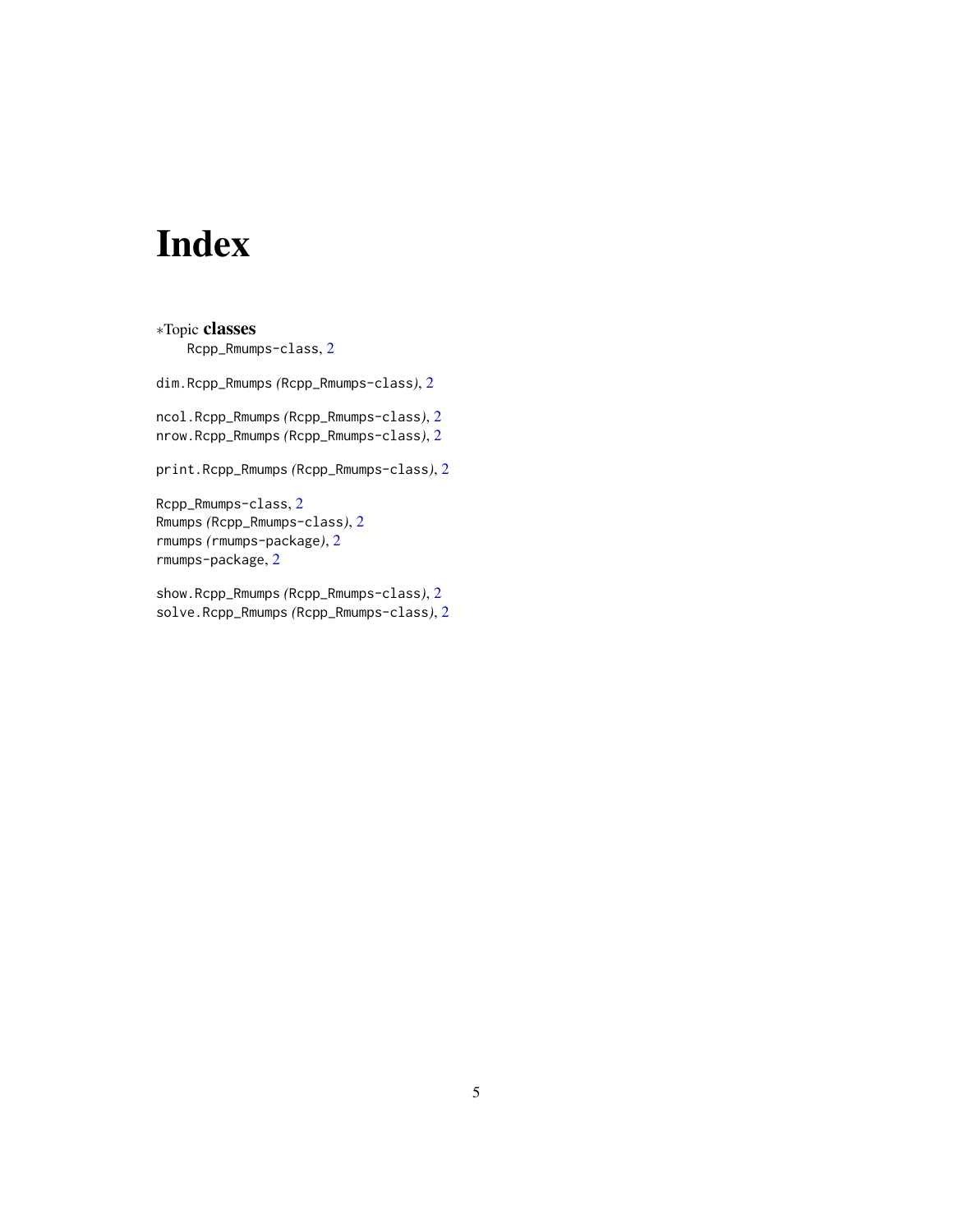# Index

∗Topic **classes**
    Rcpp_Rmumps-class, 2

dim.Rcpp_Rmumps *(*Rcpp_Rmumps-class*)*, 2

ncol.Rcpp_Rmumps *(*Rcpp_Rmumps-class*)*, 2
nrow.Rcpp_Rmumps *(*Rcpp_Rmumps-class*)*, 2

print.Rcpp_Rmumps *(*Rcpp_Rmumps-class*)*, 2

Rcpp_Rmumps-class, 2
Rmumps *(*Rcpp_Rmumps-class*)*, 2
rmumps *(*rmumps-package*)*, 2
rmumps-package, 2

show.Rcpp_Rmumps *(*Rcpp_Rmumps-class*)*, 2
solve.Rcpp_Rmumps *(*Rcpp_Rmumps-class*)*, 2